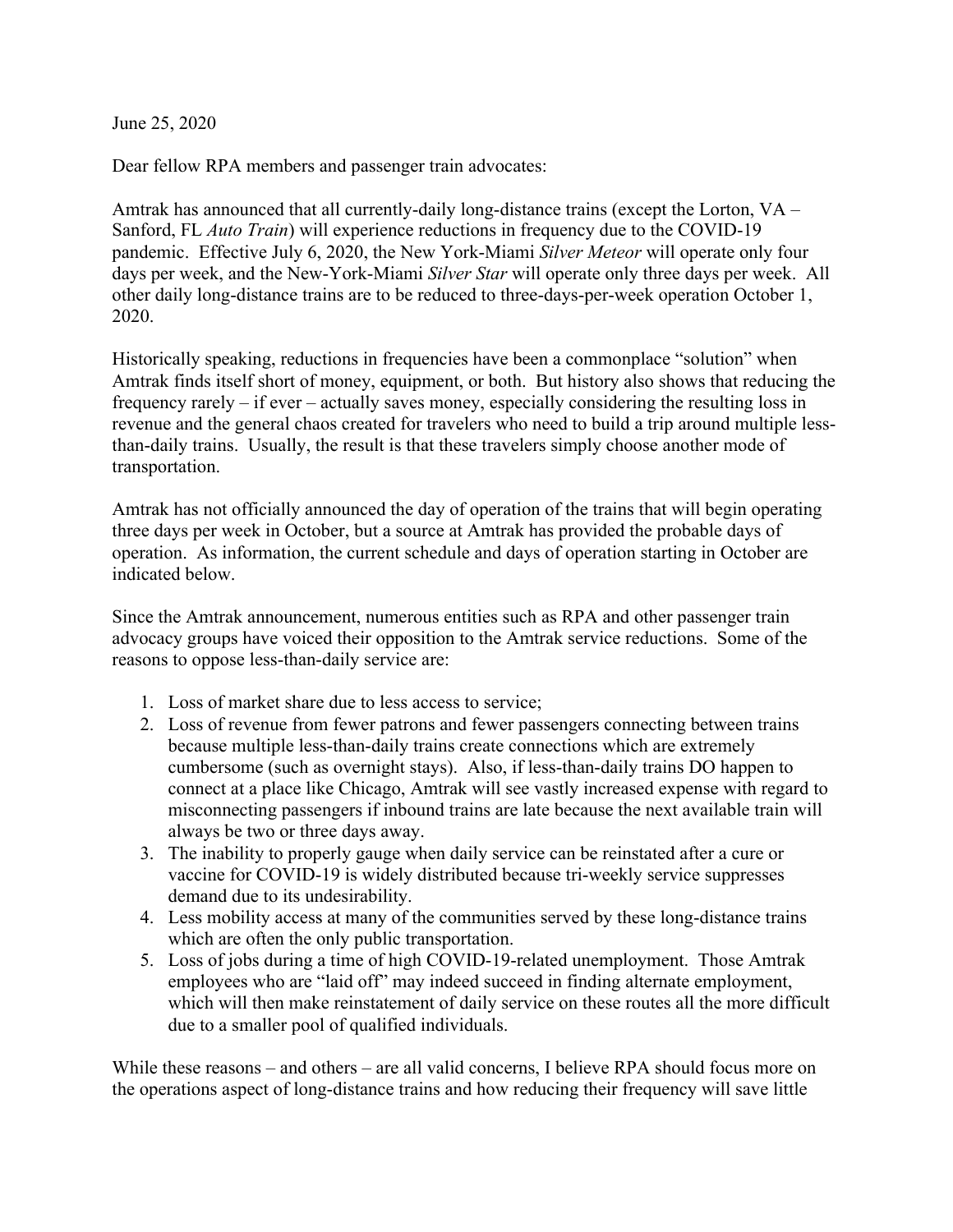June 25, 2020

Dear fellow RPA members and passenger train advocates:

Amtrak has announced that all currently-daily long-distance trains (except the Lorton, VA – Sanford, FL *Auto Train*) will experience reductions in frequency due to the COVID-19 pandemic. Effective July 6, 2020, the New York-Miami *Silver Meteor* will operate only four days per week, and the New-York-Miami *Silver Star* will operate only three days per week. All other daily long-distance trains are to be reduced to three-days-per-week operation October 1, 2020.

Historically speaking, reductions in frequencies have been a commonplace "solution" when Amtrak finds itself short of money, equipment, or both. But history also shows that reducing the frequency rarely – if ever – actually saves money, especially considering the resulting loss in revenue and the general chaos created for travelers who need to build a trip around multiple less-than-daily trains. Usually, the result is that these travelers simply choose another mode of transportation.

Amtrak has not officially announced the day of operation of the trains that will begin operating three days per week in October, but a source at Amtrak has provided the probable days of operation. As information, the current schedule and days of operation starting in October are indicated below.

Since the Amtrak announcement, numerous entities such as RPA and other passenger train advocacy groups have voiced their opposition to the Amtrak service reductions. Some of the reasons to oppose less-than-daily service are:

1. Loss of market share due to less access to service;
2. Loss of revenue from fewer patrons and fewer passengers connecting between trains because multiple less-than-daily trains create connections which are extremely cumbersome (such as overnight stays). Also, if less-than-daily trains DO happen to connect at a place like Chicago, Amtrak will see vastly increased expense with regard to misconnecting passengers if inbound trains are late because the next available train will always be two or three days away.
3. The inability to properly gauge when daily service can be reinstated after a cure or vaccine for COVID-19 is widely distributed because tri-weekly service suppresses demand due to its undesirability.
4. Less mobility access at many of the communities served by these long-distance trains which are often the only public transportation.
5. Loss of jobs during a time of high COVID-19-related unemployment. Those Amtrak employees who are "laid off" may indeed succeed in finding alternate employment, which will then make reinstatement of daily service on these routes all the more difficult due to a smaller pool of qualified individuals.

While these reasons – and others – are all valid concerns, I believe RPA should focus more on the operations aspect of long-distance trains and how reducing their frequency will save little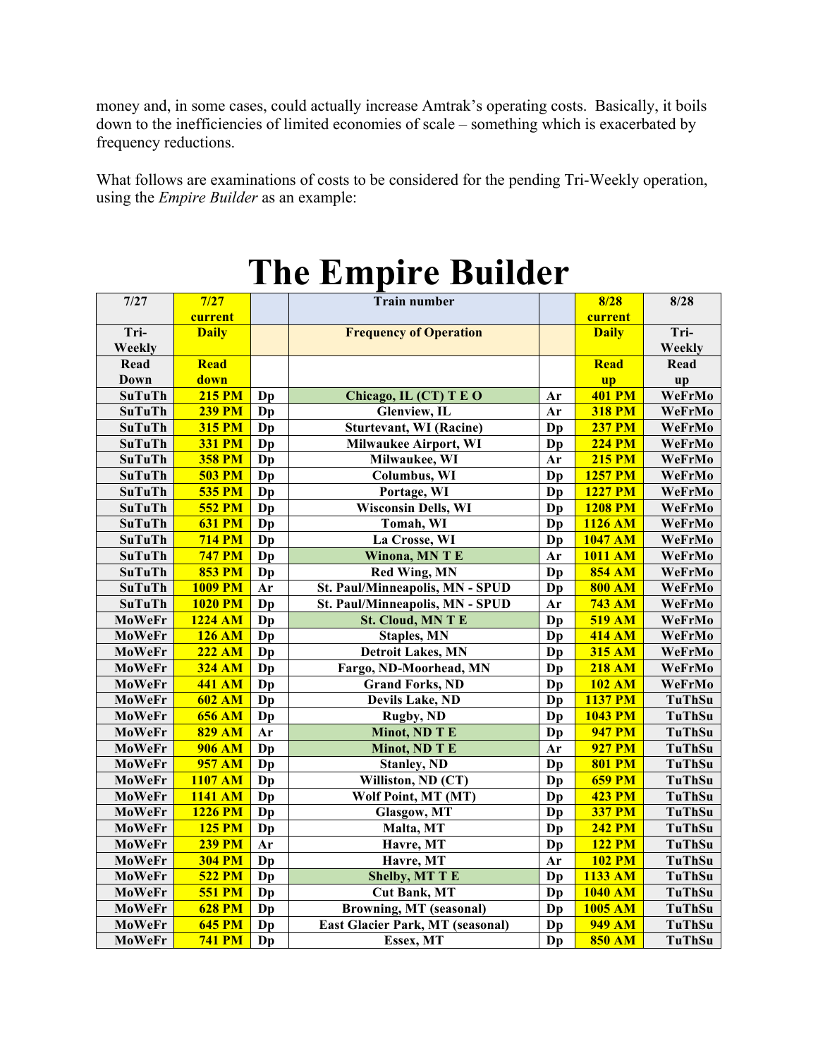money and, in some cases, could actually increase Amtrak's operating costs. Basically, it boils down to the inefficiencies of limited economies of scale – something which is exacerbated by frequency reductions.

What follows are examinations of costs to be considered for the pending Tri-Weekly operation, using the *Empire Builder* as an example:

# The Empire Builder

| 7/27 | 7/27 current | | Train number | | 8/28 current | 8/28 |
|---|---|---|---|---|---|---|
| Tri-Weekly | Daily | | Frequency of Operation | | Daily | Tri-Weekly |
| Read Down | Read down | | | | Read up | Read up |
| SuTuTh | 215 PM | Dp | Chicago, IL (CT) T E O | Ar | 401 PM | WeFrMo |
| SuTuTh | 239 PM | Dp | Glenview, IL | Ar | 318 PM | WeFrMo |
| SuTuTh | 315 PM | Dp | Sturtevant, WI (Racine) | Dp | 237 PM | WeFrMo |
| SuTuTh | 331 PM | Dp | Milwaukee Airport, WI | Dp | 224 PM | WeFrMo |
| SuTuTh | 358 PM | Dp | Milwaukee, WI | Ar | 215 PM | WeFrMo |
| SuTuTh | 503 PM | Dp | Columbus, WI | Dp | 1257 PM | WeFrMo |
| SuTuTh | 535 PM | Dp | Portage, WI | Dp | 1227 PM | WeFrMo |
| SuTuTh | 552 PM | Dp | Wisconsin Dells, WI | Dp | 1208 PM | WeFrMo |
| SuTuTh | 631 PM | Dp | Tomah, WI | Dp | 1126 AM | WeFrMo |
| SuTuTh | 714 PM | Dp | La Crosse, WI | Dp | 1047 AM | WeFrMo |
| SuTuTh | 747 PM | Dp | Winona, MN T E | Ar | 1011 AM | WeFrMo |
| SuTuTh | 853 PM | Dp | Red Wing, MN | Dp | 854 AM | WeFrMo |
| SuTuTh | 1009 PM | Ar | St. Paul/Minneapolis, MN - SPUD | Dp | 800 AM | WeFrMo |
| SuTuTh | 1020 PM | Dp | St. Paul/Minneapolis, MN - SPUD | Ar | 743 AM | WeFrMo |
| MoWeFr | 1224 AM | Dp | St. Cloud, MN T E | Dp | 519 AM | WeFrMo |
| MoWeFr | 126 AM | Dp | Staples, MN | Dp | 414 AM | WeFrMo |
| MoWeFr | 222 AM | Dp | Detroit Lakes, MN | Dp | 315 AM | WeFrMo |
| MoWeFr | 324 AM | Dp | Fargo, ND-Moorhead, MN | Dp | 218 AM | WeFrMo |
| MoWeFr | 441 AM | Dp | Grand Forks, ND | Dp | 102 AM | WeFrMo |
| MoWeFr | 602 AM | Dp | Devils Lake, ND | Dp | 1137 PM | TuThSu |
| MoWeFr | 656 AM | Dp | Rugby, ND | Dp | 1043 PM | TuThSu |
| MoWeFr | 829 AM | Ar | Minot, ND T E | Dp | 947 PM | TuThSu |
| MoWeFr | 906 AM | Dp | Minot, ND T E | Ar | 927 PM | TuThSu |
| MoWeFr | 957 AM | Dp | Stanley, ND | Dp | 801 PM | TuThSu |
| MoWeFr | 1107 AM | Dp | Williston, ND (CT) | Dp | 659 PM | TuThSu |
| MoWeFr | 1141 AM | Dp | Wolf Point, MT (MT) | Dp | 423 PM | TuThSu |
| MoWeFr | 1226 PM | Dp | Glasgow, MT | Dp | 337 PM | TuThSu |
| MoWeFr | 125 PM | Dp | Malta, MT | Dp | 242 PM | TuThSu |
| MoWeFr | 239 PM | Ar | Havre, MT | Dp | 122 PM | TuThSu |
| MoWeFr | 304 PM | Dp | Havre, MT | Ar | 102 PM | TuThSu |
| MoWeFr | 522 PM | Dp | Shelby, MT T E | Dp | 1133 AM | TuThSu |
| MoWeFr | 551 PM | Dp | Cut Bank, MT | Dp | 1040 AM | TuThSu |
| MoWeFr | 628 PM | Dp | Browning, MT (seasonal) | Dp | 1005 AM | TuThSu |
| MoWeFr | 645 PM | Dp | East Glacier Park, MT (seasonal) | Dp | 949 AM | TuThSu |
| MoWeFr | 741 PM | Dp | Essex, MT | Dp | 850 AM | TuThSu |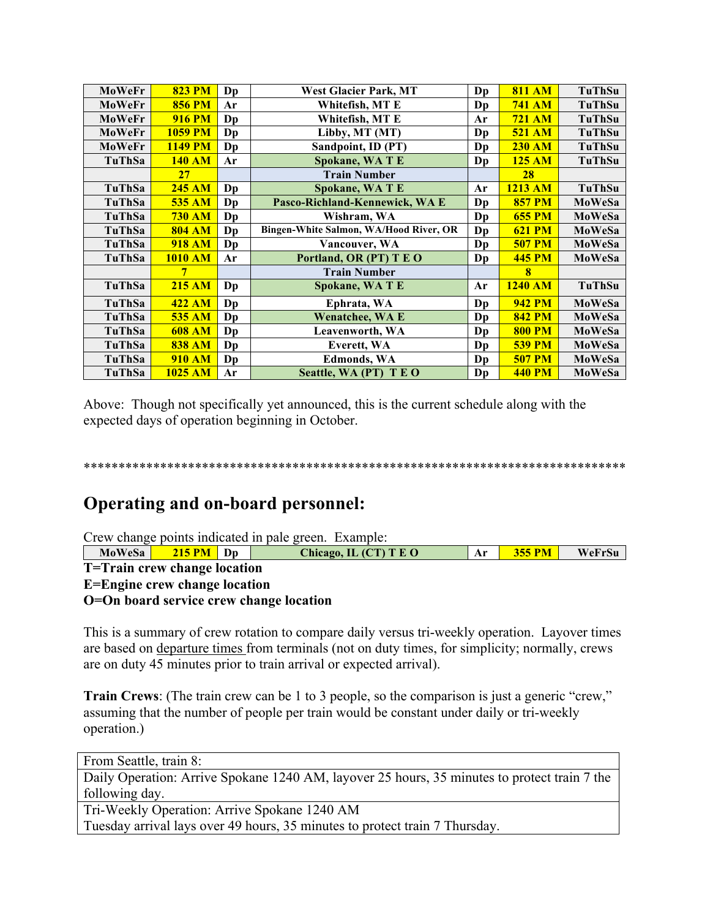| | | | | | | |
|---|---|---|---|---|---|---|
| MoWeFr | 823 PM | Dp | West Glacier Park, MT | Dp | 811 AM | TuThSu |
| MoWeFr | 856 PM | Ar | Whitefish, MT E | Dp | 741 AM | TuThSu |
| MoWeFr | 916 PM | Dp | Whitefish, MT E | Ar | 721 AM | TuThSu |
| MoWeFr | 1059 PM | Dp | Libby, MT (MT) | Dp | 521 AM | TuThSu |
| MoWeFr | 1149 PM | Dp | Sandpoint, ID (PT) | Dp | 230 AM | TuThSu |
| TuThSa | 140 AM | Ar | Spokane, WA T E | Dp | 125 AM | TuThSu |
| | 27 | | Train Number | | 28 | |
| TuThSa | 245 AM | Dp | Spokane, WA T E | Ar | 1213 AM | TuThSu |
| TuThSa | 535 AM | Dp | Pasco-Richland-Kennewick, WA E | Dp | 857 PM | MoWeSa |
| TuThSa | 730 AM | Dp | Wishram, WA | Dp | 655 PM | MoWeSa |
| TuThSa | 804 AM | Dp | Bingen-White Salmon, WA/Hood River, OR | Dp | 621 PM | MoWeSa |
| TuThSa | 918 AM | Dp | Vancouver, WA | Dp | 507 PM | MoWeSa |
| TuThSa | 1010 AM | Ar | Portland, OR (PT) T E O | Dp | 445 PM | MoWeSa |
| | 7 | | Train Number | | 8 | |
| TuThSa | 215 AM | Dp | Spokane, WA T E | Ar | 1240 AM | TuThSu |
| TuThSa | 422 AM | Dp | Ephrata, WA | Dp | 942 PM | MoWeSa |
| TuThSa | 535 AM | Dp | Wenatchee, WA E | Dp | 842 PM | MoWeSa |
| TuThSa | 608 AM | Dp | Leavenworth, WA | Dp | 800 PM | MoWeSa |
| TuThSa | 838 AM | Dp | Everett, WA | Dp | 539 PM | MoWeSa |
| TuThSa | 910 AM | Dp | Edmonds, WA | Dp | 507 PM | MoWeSa |
| TuThSa | 1025 AM | Ar | Seattle, WA (PT) T E O | Dp | 440 PM | MoWeSa |

Above: Though not specifically yet announced, this is the current schedule along with the expected days of operation beginning in October.

*******************************************************************************

## Operating and on-board personnel:

Crew change points indicated in pale green. Example:

| | | | | | | |
|---|---|---|---|---|---|---|
| MoWeSa | 215 PM | Dp | Chicago, IL (CT) T E O | Ar | 355 PM | WeFrSu |

**T=Train crew change location**
**E=Engine crew change location**
**O=On board service crew change location**

This is a summary of crew rotation to compare daily versus tri-weekly operation. Layover times are based on departure times from terminals (not on duty times, for simplicity; normally, crews are on duty 45 minutes prior to train arrival or expected arrival).

**Train Crews**: (The train crew can be 1 to 3 people, so the comparison is just a generic "crew," assuming that the number of people per train would be constant under daily or tri-weekly operation.)

| From Seattle, train 8: |
|---|
| Daily Operation: Arrive Spokane 1240 AM, layover 25 hours, 35 minutes to protect train 7 the following day. |
| Tri-Weekly Operation: Arrive Spokane 1240 AM<br>Tuesday arrival lays over 49 hours, 35 minutes to protect train 7 Thursday. |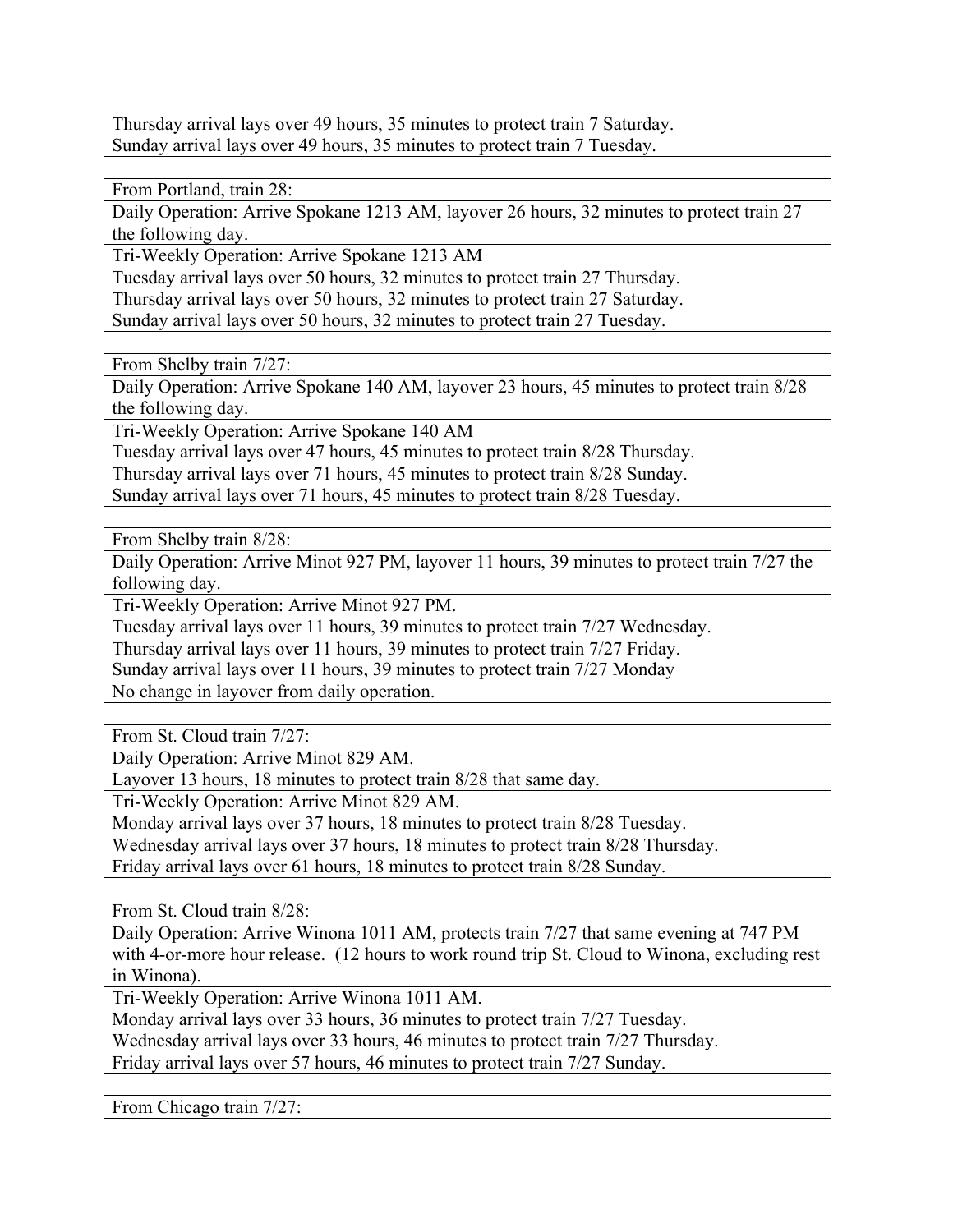Thursday arrival lays over 49 hours, 35 minutes to protect train 7 Saturday.
Sunday arrival lays over 49 hours, 35 minutes to protect train 7 Tuesday.

| From Portland, train 28: |
|---|
| Daily Operation: Arrive Spokane 1213 AM, layover 26 hours, 32 minutes to protect train 27 the following day. |
| Tri-Weekly Operation: Arrive Spokane 1213 AM<br>Tuesday arrival lays over 50 hours, 32 minutes to protect train 27 Thursday.<br>Thursday arrival lays over 50 hours, 32 minutes to protect train 27 Saturday.<br>Sunday arrival lays over 50 hours, 32 minutes to protect train 27 Tuesday. |

| From Shelby train 7/27: |
|---|
| Daily Operation: Arrive Spokane 140 AM, layover 23 hours, 45 minutes to protect train 8/28 the following day. |
| Tri-Weekly Operation: Arrive Spokane 140 AM<br>Tuesday arrival lays over 47 hours, 45 minutes to protect train 8/28 Thursday.<br>Thursday arrival lays over 71 hours, 45 minutes to protect train 8/28 Sunday.<br>Sunday arrival lays over 71 hours, 45 minutes to protect train 8/28 Tuesday. |

| From Shelby train 8/28: |
|---|
| Daily Operation: Arrive Minot 927 PM, layover 11 hours, 39 minutes to protect train 7/27 the following day. |
| Tri-Weekly Operation: Arrive Minot 927 PM.<br>Tuesday arrival lays over 11 hours, 39 minutes to protect train 7/27 Wednesday.<br>Thursday arrival lays over 11 hours, 39 minutes to protect train 7/27 Friday.<br>Sunday arrival lays over 11 hours, 39 minutes to protect train 7/27 Monday<br>No change in layover from daily operation. |

| From St. Cloud train 7/27: |
|---|
| Daily Operation: Arrive Minot 829 AM.<br>Layover 13 hours, 18 minutes to protect train 8/28 that same day. |
| Tri-Weekly Operation: Arrive Minot 829 AM.<br>Monday arrival lays over 37 hours, 18 minutes to protect train 8/28 Tuesday.<br>Wednesday arrival lays over 37 hours, 18 minutes to protect train 8/28 Thursday.<br>Friday arrival lays over 61 hours, 18 minutes to protect train 8/28 Sunday. |

| From St. Cloud train 8/28: |
|---|
| Daily Operation: Arrive Winona 1011 AM, protects train 7/27 that same evening at 747 PM with 4-or-more hour release. (12 hours to work round trip St. Cloud to Winona, excluding rest in Winona). |
| Tri-Weekly Operation: Arrive Winona 1011 AM.<br>Monday arrival lays over 33 hours, 36 minutes to protect train 7/27 Tuesday.<br>Wednesday arrival lays over 33 hours, 46 minutes to protect train 7/27 Thursday.<br>Friday arrival lays over 57 hours, 46 minutes to protect train 7/27 Sunday. |

| From Chicago train 7/27: |
|---|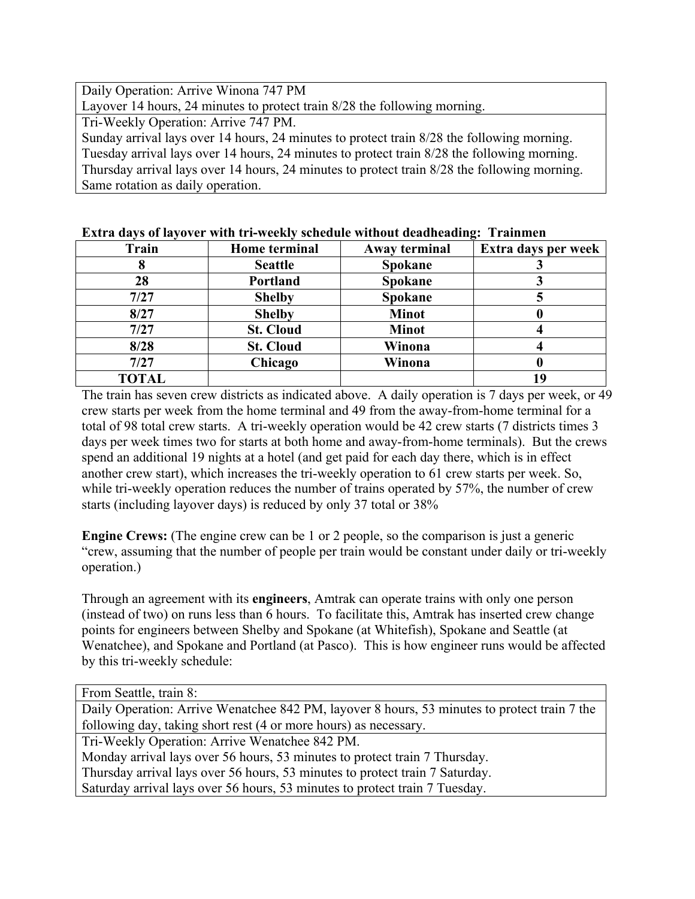| Daily Operation: Arrive Winona 747 PM<br>Layover 14 hours, 24 minutes to protect train 8/28 the following morning. |
|---|
| Tri-Weekly Operation: Arrive 747 PM.<br>Sunday arrival lays over 14 hours, 24 minutes to protect train 8/28 the following morning.<br>Tuesday arrival lays over 14 hours, 24 minutes to protect train 8/28 the following morning.<br>Thursday arrival lays over 14 hours, 24 minutes to protect train 8/28 the following morning.<br>Same rotation as daily operation. |

**Extra days of layover with tri-weekly schedule without deadheading: Trainmen**

| Train | Home terminal | Away terminal | Extra days per week |
|---|---|---|---|
| **8** | **Seattle** | **Spokane** | **3** |
| **28** | **Portland** | **Spokane** | **3** |
| **7/27** | **Shelby** | **Spokane** | **5** |
| **8/27** | **Shelby** | **Minot** | **0** |
| **7/27** | **St. Cloud** | **Minot** | **4** |
| **8/28** | **St. Cloud** | **Winona** | **4** |
| **7/27** | **Chicago** | **Winona** | **0** |
| **TOTAL** | | | **19** |

The train has seven crew districts as indicated above. A daily operation is 7 days per week, or 49 crew starts per week from the home terminal and 49 from the away-from-home terminal for a total of 98 total crew starts. A tri-weekly operation would be 42 crew starts (7 districts times 3 days per week times two for starts at both home and away-from-home terminals). But the crews spend an additional 19 nights at a hotel (and get paid for each day there, which is in effect another crew start), which increases the tri-weekly operation to 61 crew starts per week. So, while tri-weekly operation reduces the number of trains operated by 57%, the number of crew starts (including layover days) is reduced by only 37 total or 38%

**Engine Crews:** (The engine crew can be 1 or 2 people, so the comparison is just a generic "crew, assuming that the number of people per train would be constant under daily or tri-weekly operation.)

Through an agreement with its **engineers**, Amtrak can operate trains with only one person (instead of two) on runs less than 6 hours. To facilitate this, Amtrak has inserted crew change points for engineers between Shelby and Spokane (at Whitefish), Spokane and Seattle (at Wenatchee), and Spokane and Portland (at Pasco). This is how engineer runs would be affected by this tri-weekly schedule:

| From Seattle, train 8: |
|---|
| Daily Operation: Arrive Wenatchee 842 PM, layover 8 hours, 53 minutes to protect train 7 the following day, taking short rest (4 or more hours) as necessary. |
| Tri-Weekly Operation: Arrive Wenatchee 842 PM.<br>Monday arrival lays over 56 hours, 53 minutes to protect train 7 Thursday.<br>Thursday arrival lays over 56 hours, 53 minutes to protect train 7 Saturday.<br>Saturday arrival lays over 56 hours, 53 minutes to protect train 7 Tuesday. |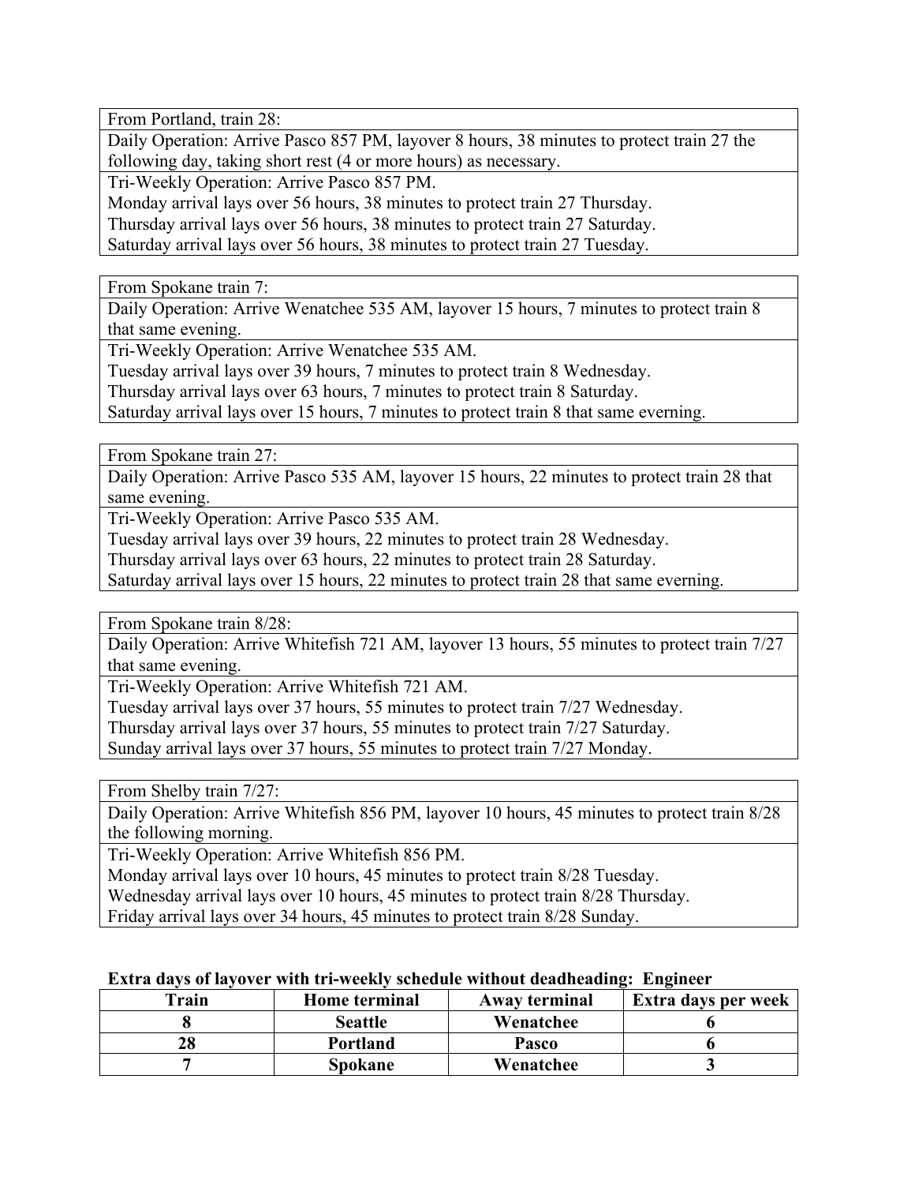| From Portland, train 28: |
|---|
| Daily Operation: Arrive Pasco 857 PM, layover 8 hours, 38 minutes to protect train 27 the following day, taking short rest (4 or more hours) as necessary. |
| Tri-Weekly Operation: Arrive Pasco 857 PM.<br>Monday arrival lays over 56 hours, 38 minutes to protect train 27 Thursday.<br>Thursday arrival lays over 56 hours, 38 minutes to protect train 27 Saturday.<br>Saturday arrival lays over 56 hours, 38 minutes to protect train 27 Tuesday. |

| From Spokane train 7: |
|---|
| Daily Operation: Arrive Wenatchee 535 AM, layover 15 hours, 7 minutes to protect train 8 that same evening. |
| Tri-Weekly Operation: Arrive Wenatchee 535 AM.<br>Tuesday arrival lays over 39 hours, 7 minutes to protect train 8 Wednesday.<br>Thursday arrival lays over 63 hours, 7 minutes to protect train 8 Saturday.<br>Saturday arrival lays over 15 hours, 7 minutes to protect train 8 that same everning. |

| From Spokane train 27: |
|---|
| Daily Operation: Arrive Pasco 535 AM, layover 15 hours, 22 minutes to protect train 28 that same evening. |
| Tri-Weekly Operation: Arrive Pasco 535 AM.<br>Tuesday arrival lays over 39 hours, 22 minutes to protect train 28 Wednesday.<br>Thursday arrival lays over 63 hours, 22 minutes to protect train 28 Saturday.<br>Saturday arrival lays over 15 hours, 22 minutes to protect train 28 that same everning. |

| From Spokane train 8/28: |
|---|
| Daily Operation: Arrive Whitefish 721 AM, layover 13 hours, 55 minutes to protect train 7/27 that same evening. |
| Tri-Weekly Operation: Arrive Whitefish 721 AM.<br>Tuesday arrival lays over 37 hours, 55 minutes to protect train 7/27 Wednesday.<br>Thursday arrival lays over 37 hours, 55 minutes to protect train 7/27 Saturday.<br>Sunday arrival lays over 37 hours, 55 minutes to protect train 7/27 Monday. |

| From Shelby train 7/27: |
|---|
| Daily Operation: Arrive Whitefish 856 PM, layover 10 hours, 45 minutes to protect train 8/28 the following morning. |
| Tri-Weekly Operation: Arrive Whitefish 856 PM.<br>Monday arrival lays over 10 hours, 45 minutes to protect train 8/28 Tuesday.<br>Wednesday arrival lays over 10 hours, 45 minutes to protect train 8/28 Thursday.<br>Friday arrival lays over 34 hours, 45 minutes to protect train 8/28 Sunday. |

**Extra days of layover with tri-weekly schedule without deadheading: Engineer**

| Train | Home terminal | Away terminal | Extra days per week |
|---|---|---|---|
| 8 | Seattle | Wenatchee | 6 |
| 28 | Portland | Pasco | 6 |
| 7 | Spokane | Wenatchee | 3 |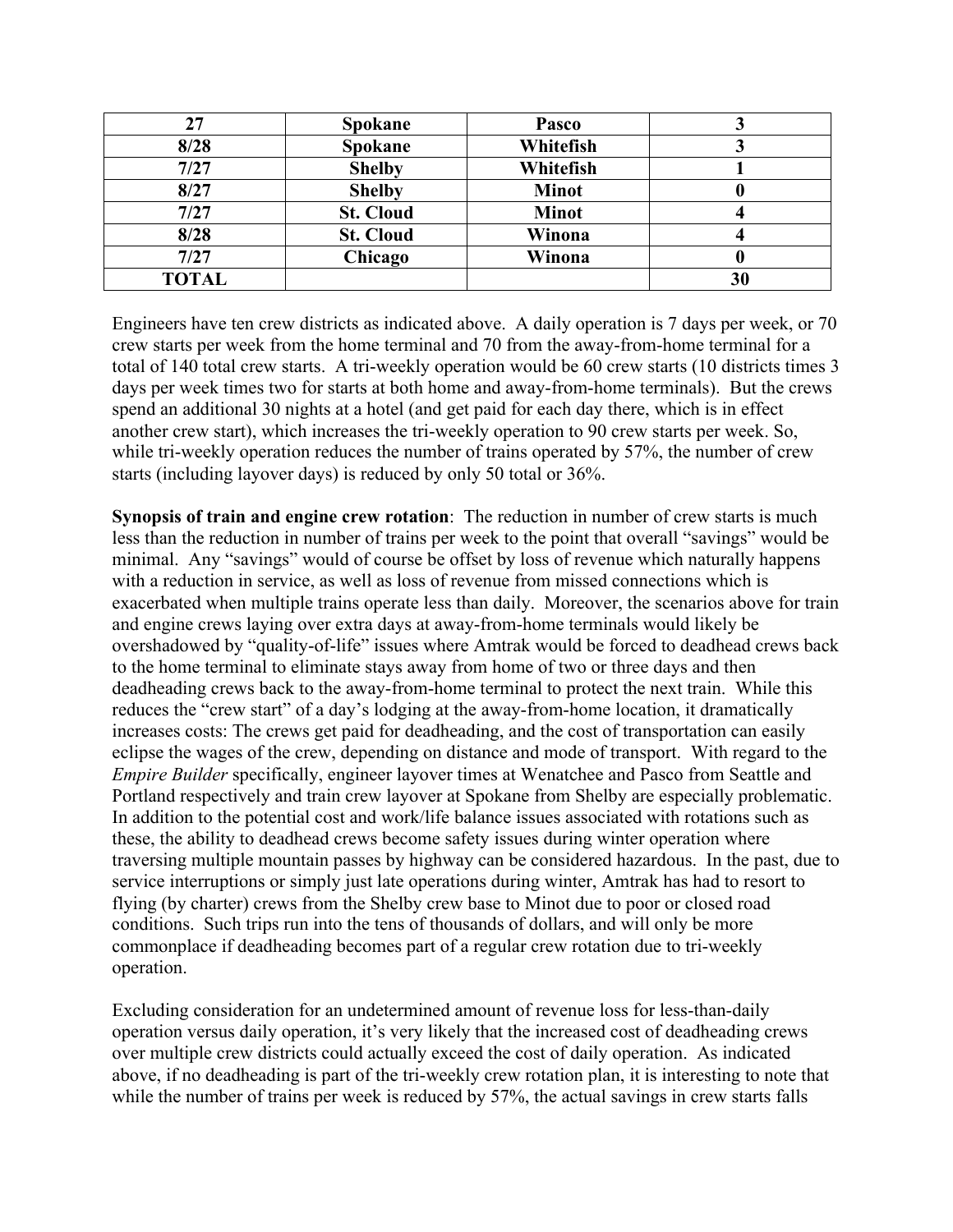| 27 | Spokane | Pasco | 3 |
|---|---|---|---|
| 8/28 | Spokane | Whitefish | 3 |
| 7/27 | Shelby | Whitefish | 1 |
| 8/27 | Shelby | Minot | 0 |
| 7/27 | St. Cloud | Minot | 4 |
| 8/28 | St. Cloud | Winona | 4 |
| 7/27 | Chicago | Winona | 0 |
| TOTAL | | | 30 |

Engineers have ten crew districts as indicated above. A daily operation is 7 days per week, or 70 crew starts per week from the home terminal and 70 from the away-from-home terminal for a total of 140 total crew starts. A tri-weekly operation would be 60 crew starts (10 districts times 3 days per week times two for starts at both home and away-from-home terminals). But the crews spend an additional 30 nights at a hotel (and get paid for each day there, which is in effect another crew start), which increases the tri-weekly operation to 90 crew starts per week. So, while tri-weekly operation reduces the number of trains operated by 57%, the number of crew starts (including layover days) is reduced by only 50 total or 36%.

**Synopsis of train and engine crew rotation**: The reduction in number of crew starts is much less than the reduction in number of trains per week to the point that overall "savings" would be minimal. Any "savings" would of course be offset by loss of revenue which naturally happens with a reduction in service, as well as loss of revenue from missed connections which is exacerbated when multiple trains operate less than daily. Moreover, the scenarios above for train and engine crews laying over extra days at away-from-home terminals would likely be overshadowed by "quality-of-life" issues where Amtrak would be forced to deadhead crews back to the home terminal to eliminate stays away from home of two or three days and then deadheading crews back to the away-from-home terminal to protect the next train. While this reduces the "crew start" of a day's lodging at the away-from-home location, it dramatically increases costs: The crews get paid for deadheading, and the cost of transportation can easily eclipse the wages of the crew, depending on distance and mode of transport. With regard to the *Empire Builder* specifically, engineer layover times at Wenatchee and Pasco from Seattle and Portland respectively and train crew layover at Spokane from Shelby are especially problematic. In addition to the potential cost and work/life balance issues associated with rotations such as these, the ability to deadhead crews become safety issues during winter operation where traversing multiple mountain passes by highway can be considered hazardous. In the past, due to service interruptions or simply just late operations during winter, Amtrak has had to resort to flying (by charter) crews from the Shelby crew base to Minot due to poor or closed road conditions. Such trips run into the tens of thousands of dollars, and will only be more commonplace if deadheading becomes part of a regular crew rotation due to tri-weekly operation.

Excluding consideration for an undetermined amount of revenue loss for less-than-daily operation versus daily operation, it's very likely that the increased cost of deadheading crews over multiple crew districts could actually exceed the cost of daily operation. As indicated above, if no deadheading is part of the tri-weekly crew rotation plan, it is interesting to note that while the number of trains per week is reduced by 57%, the actual savings in crew starts falls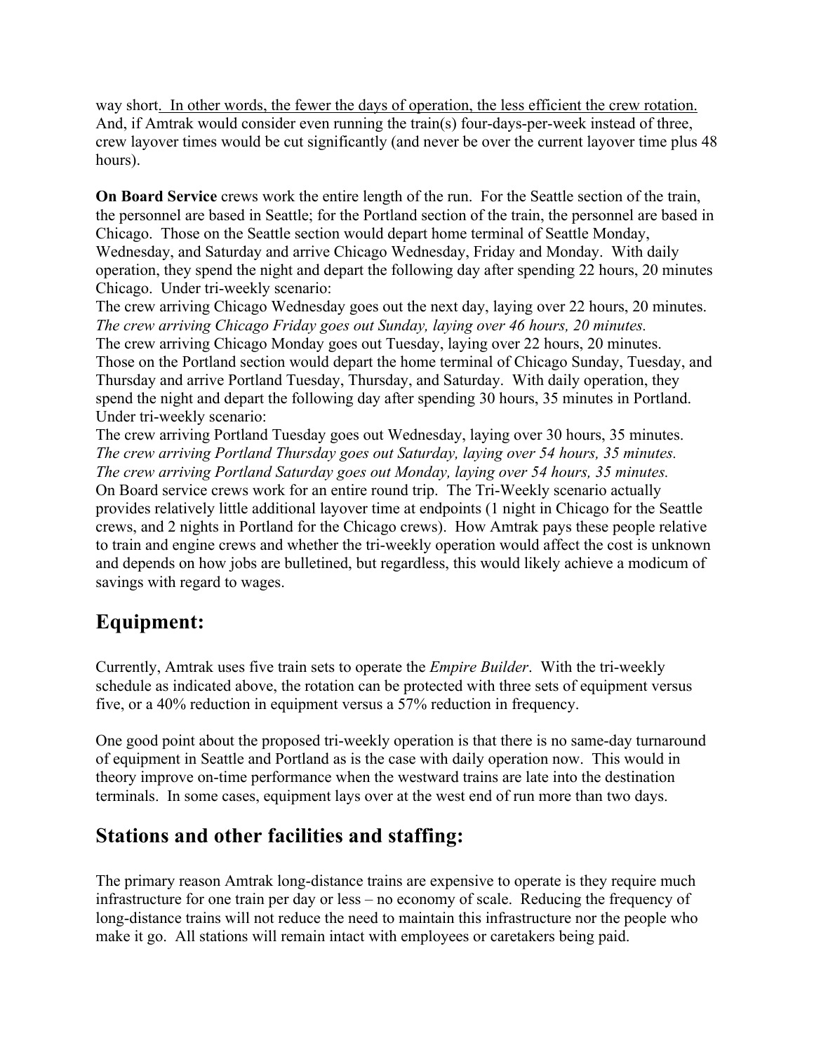way short. In other words, the fewer the days of operation, the less efficient the crew rotation. And, if Amtrak would consider even running the train(s) four-days-per-week instead of three, crew layover times would be cut significantly (and never be over the current layover time plus 48 hours).

**On Board Service** crews work the entire length of the run. For the Seattle section of the train, the personnel are based in Seattle; for the Portland section of the train, the personnel are based in Chicago. Those on the Seattle section would depart home terminal of Seattle Monday, Wednesday, and Saturday and arrive Chicago Wednesday, Friday and Monday. With daily operation, they spend the night and depart the following day after spending 22 hours, 20 minutes Chicago. Under tri-weekly scenario:
The crew arriving Chicago Wednesday goes out the next day, laying over 22 hours, 20 minutes.
*The crew arriving Chicago Friday goes out Sunday, laying over 46 hours, 20 minutes.*
The crew arriving Chicago Monday goes out Tuesday, laying over 22 hours, 20 minutes.
Those on the Portland section would depart the home terminal of Chicago Sunday, Tuesday, and Thursday and arrive Portland Tuesday, Thursday, and Saturday. With daily operation, they spend the night and depart the following day after spending 30 hours, 35 minutes in Portland. Under tri-weekly scenario:
The crew arriving Portland Tuesday goes out Wednesday, laying over 30 hours, 35 minutes.
*The crew arriving Portland Thursday goes out Saturday, laying over 54 hours, 35 minutes.*
*The crew arriving Portland Saturday goes out Monday, laying over 54 hours, 35 minutes.*
On Board service crews work for an entire round trip. The Tri-Weekly scenario actually provides relatively little additional layover time at endpoints (1 night in Chicago for the Seattle crews, and 2 nights in Portland for the Chicago crews). How Amtrak pays these people relative to train and engine crews and whether the tri-weekly operation would affect the cost is unknown and depends on how jobs are bulletined, but regardless, this would likely achieve a modicum of savings with regard to wages.

## Equipment:

Currently, Amtrak uses five train sets to operate the *Empire Builder*. With the tri-weekly schedule as indicated above, the rotation can be protected with three sets of equipment versus five, or a 40% reduction in equipment versus a 57% reduction in frequency.

One good point about the proposed tri-weekly operation is that there is no same-day turnaround of equipment in Seattle and Portland as is the case with daily operation now. This would in theory improve on-time performance when the westward trains are late into the destination terminals. In some cases, equipment lays over at the west end of run more than two days.

## Stations and other facilities and staffing:

The primary reason Amtrak long-distance trains are expensive to operate is they require much infrastructure for one train per day or less – no economy of scale. Reducing the frequency of long-distance trains will not reduce the need to maintain this infrastructure nor the people who make it go. All stations will remain intact with employees or caretakers being paid.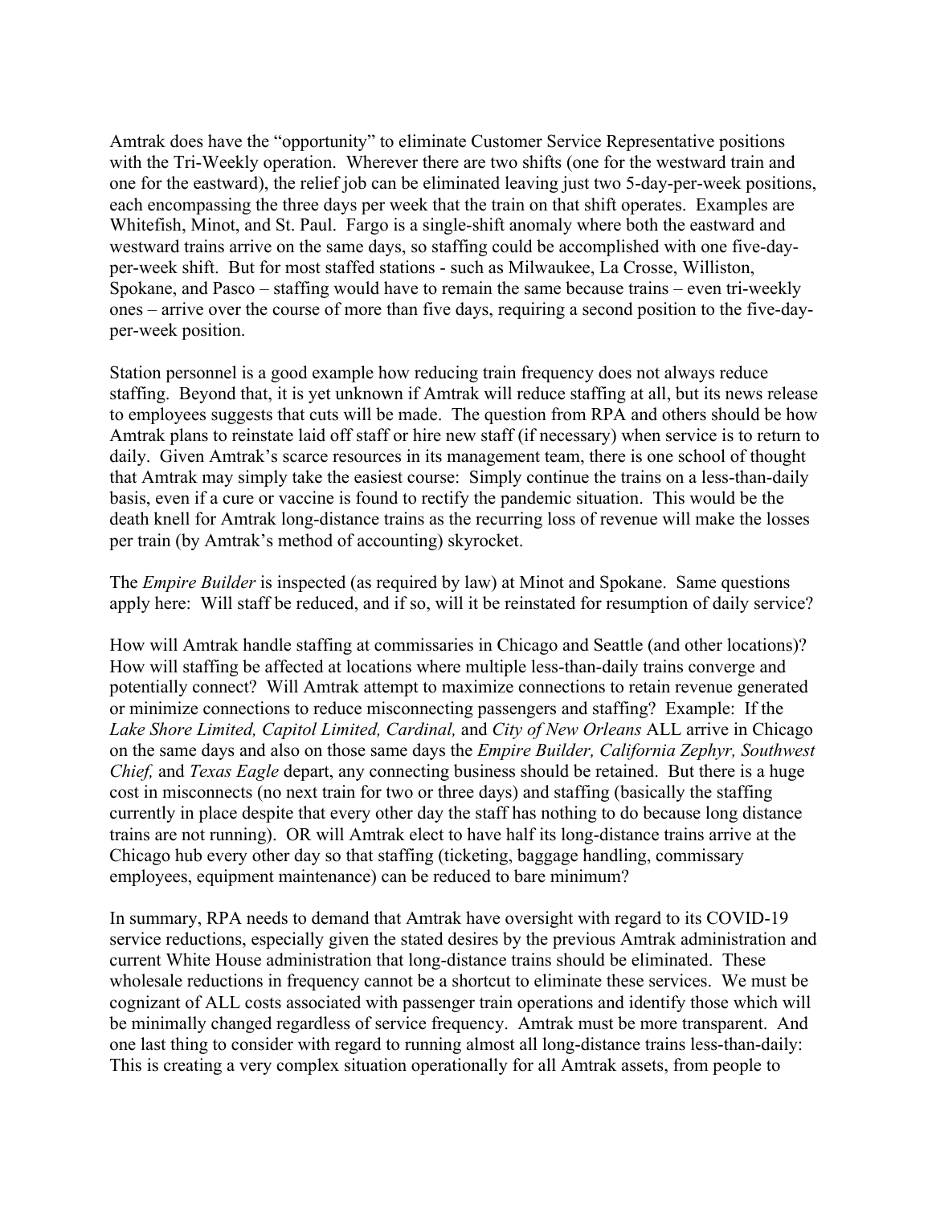Amtrak does have the "opportunity" to eliminate Customer Service Representative positions with the Tri-Weekly operation. Wherever there are two shifts (one for the westward train and one for the eastward), the relief job can be eliminated leaving just two 5-day-per-week positions, each encompassing the three days per week that the train on that shift operates. Examples are Whitefish, Minot, and St. Paul. Fargo is a single-shift anomaly where both the eastward and westward trains arrive on the same days, so staffing could be accomplished with one five-day-per-week shift. But for most staffed stations - such as Milwaukee, La Crosse, Williston, Spokane, and Pasco – staffing would have to remain the same because trains – even tri-weekly ones – arrive over the course of more than five days, requiring a second position to the five-day-per-week position.

Station personnel is a good example how reducing train frequency does not always reduce staffing. Beyond that, it is yet unknown if Amtrak will reduce staffing at all, but its news release to employees suggests that cuts will be made. The question from RPA and others should be how Amtrak plans to reinstate laid off staff or hire new staff (if necessary) when service is to return to daily. Given Amtrak's scarce resources in its management team, there is one school of thought that Amtrak may simply take the easiest course: Simply continue the trains on a less-than-daily basis, even if a cure or vaccine is found to rectify the pandemic situation. This would be the death knell for Amtrak long-distance trains as the recurring loss of revenue will make the losses per train (by Amtrak's method of accounting) skyrocket.

The *Empire Builder* is inspected (as required by law) at Minot and Spokane. Same questions apply here: Will staff be reduced, and if so, will it be reinstated for resumption of daily service?

How will Amtrak handle staffing at commissaries in Chicago and Seattle (and other locations)? How will staffing be affected at locations where multiple less-than-daily trains converge and potentially connect? Will Amtrak attempt to maximize connections to retain revenue generated or minimize connections to reduce misconnecting passengers and staffing? Example: If the *Lake Shore Limited, Capitol Limited, Cardinal,* and *City of New Orleans* ALL arrive in Chicago on the same days and also on those same days the *Empire Builder, California Zephyr, Southwest Chief,* and *Texas Eagle* depart, any connecting business should be retained. But there is a huge cost in misconnects (no next train for two or three days) and staffing (basically the staffing currently in place despite that every other day the staff has nothing to do because long distance trains are not running). OR will Amtrak elect to have half its long-distance trains arrive at the Chicago hub every other day so that staffing (ticketing, baggage handling, commissary employees, equipment maintenance) can be reduced to bare minimum?

In summary, RPA needs to demand that Amtrak have oversight with regard to its COVID-19 service reductions, especially given the stated desires by the previous Amtrak administration and current White House administration that long-distance trains should be eliminated. These wholesale reductions in frequency cannot be a shortcut to eliminate these services. We must be cognizant of ALL costs associated with passenger train operations and identify those which will be minimally changed regardless of service frequency. Amtrak must be more transparent. And one last thing to consider with regard to running almost all long-distance trains less-than-daily: This is creating a very complex situation operationally for all Amtrak assets, from people to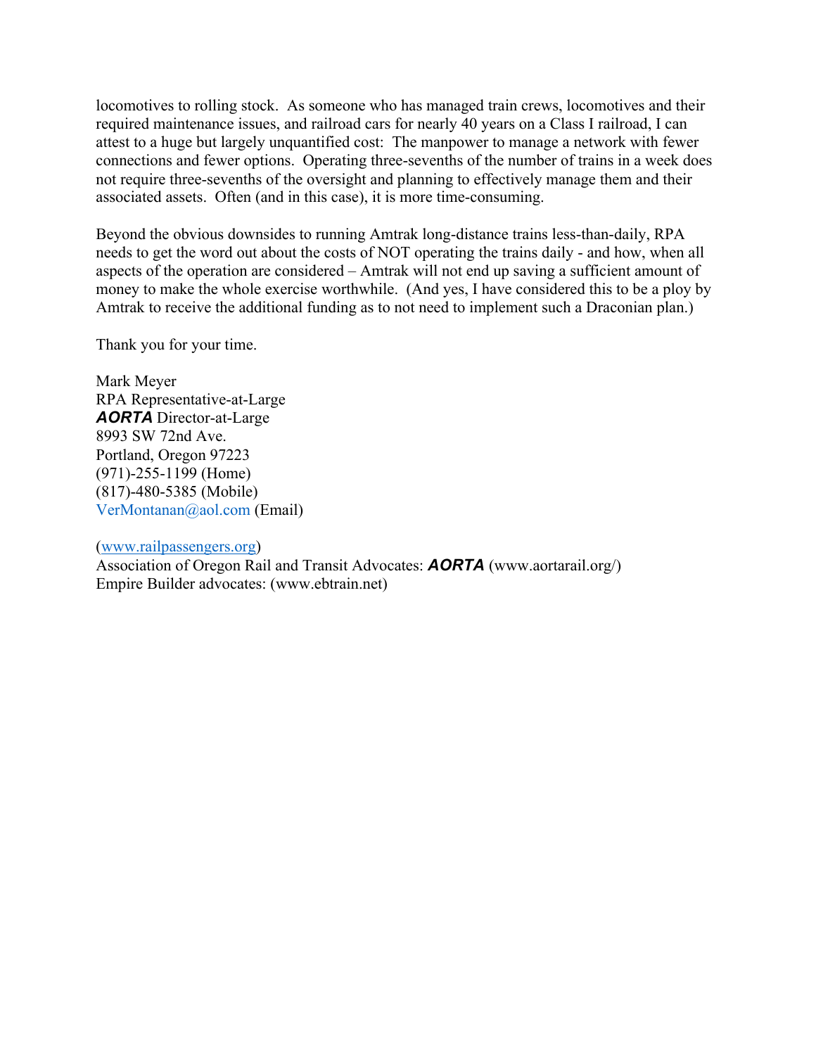locomotives to rolling stock. As someone who has managed train crews, locomotives and their required maintenance issues, and railroad cars for nearly 40 years on a Class I railroad, I can attest to a huge but largely unquantified cost: The manpower to manage a network with fewer connections and fewer options. Operating three-sevenths of the number of trains in a week does not require three-sevenths of the oversight and planning to effectively manage them and their associated assets. Often (and in this case), it is more time-consuming.

Beyond the obvious downsides to running Amtrak long-distance trains less-than-daily, RPA needs to get the word out about the costs of NOT operating the trains daily - and how, when all aspects of the operation are considered – Amtrak will not end up saving a sufficient amount of money to make the whole exercise worthwhile. (And yes, I have considered this to be a ploy by Amtrak to receive the additional funding as to not need to implement such a Draconian plan.)

Thank you for your time.

Mark Meyer
RPA Representative-at-Large
***AORTA*** Director-at-Large
8993 SW 72nd Ave.
Portland, Oregon 97223
(971)-255-1199 (Home)
(817)-480-5385 (Mobile)
VerMontanan@aol.com (Email)

(www.railpassengers.org)
Association of Oregon Rail and Transit Advocates: ***AORTA*** (www.aortarail.org/)
Empire Builder advocates: (www.ebtrain.net)